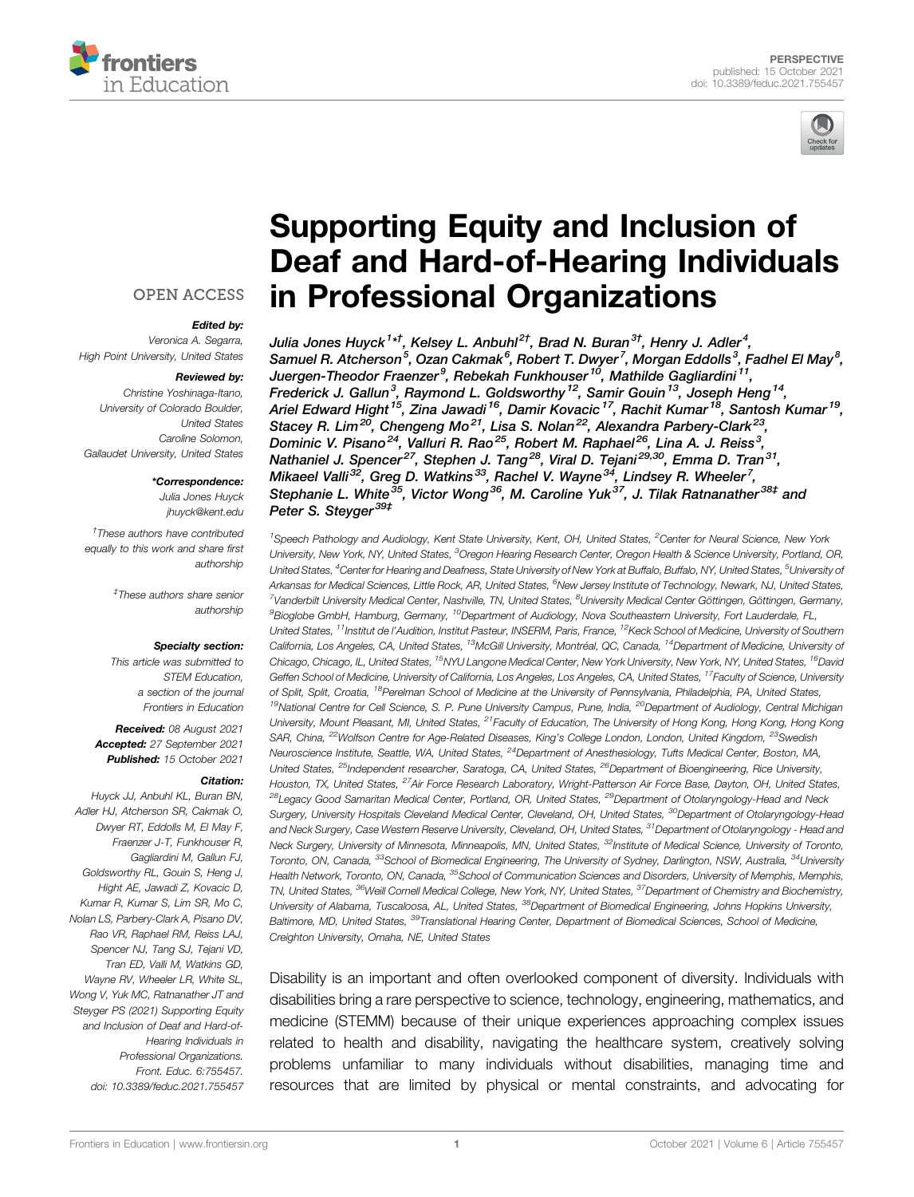PERSPECTIVE
published: 15 October 2021
doi: 10.3389/feduc.2021.755457

# Supporting Equity and Inclusion of Deaf and Hard-of-Hearing Individuals in Professional Organizations

*Julia Jones Huyck[1*†], Kelsey L. Anbuhl[2†], Brad N. Buran[3†], Henry J. Adler[4], Samuel R. Atcherson[5], Ozan Cakmak[6], Robert T. Dwyer[7], Morgan Eddolls[3], Fadhel El May[8], Juergen-Theodor Fraenzer[9], Rebekah Funkhouser[10], Mathilde Gagliardini[11], Frederick J. Gallun[3], Raymond L. Goldsworthy[12], Samir Gouin[13], Joseph Heng[14], Ariel Edward Hight[15], Zina Jawadi[16], Damir Kovacic[17], Rachit Kumar[18], Santosh Kumar[19], Stacey R. Lim[20], Chengeng Mo[21], Lisa S. Nolan[22], Alexandra Parbery-Clark[23], Dominic V. Pisano[24], Valluri R. Rao[25], Robert M. Raphael[26], Lina A. J. Reiss[3], Nathaniel J. Spencer[27], Stephen J. Tang[28], Viral D. Tejani[29,30], Emma D. Tran[31], Mikaeel Valli[32], Greg D. Watkins[33], Rachel V. Wayne[34], Lindsey R. Wheeler[7], Stephanie L. White[35], Victor Wong[36], M. Caroline Yuk[37], J. Tilak Ratnanather[38‡] and Peter S. Steyger[39‡]*

[1]Speech Pathology and Audiology, Kent State University, Kent, OH, United States, [2]Center for Neural Science, New York University, New York, NY, United States, [3]Oregon Hearing Research Center, Oregon Health & Science University, Portland, OR, United States, [4]Center for Hearing and Deafness, State University of New York at Buffalo, Buffalo, NY, United States, [5]University of Arkansas for Medical Sciences, Little Rock, AR, United States, [6]New Jersey Institute of Technology, Newark, NJ, United States, [7]Vanderbilt University Medical Center, Nashville, TN, United States, [8]University Medical Center Göttingen, Göttingen, Germany, [9]Bioglobe GmbH, Hamburg, Germany, [10]Department of Audiology, Nova Southeastern University, Fort Lauderdale, FL, United States, [11]Institut de l'Audition, Institut Pasteur, INSERM, Paris, France, [12]Keck School of Medicine, University of Southern California, Los Angeles, CA, United States, [13]McGill University, Montréal, QC, Canada, [14]Department of Medicine, University of Chicago, Chicago, IL, United States, [15]NYU Langone Medical Center, New York University, New York, NY, United States, [16]David Geffen School of Medicine, University of California, Los Angeles, CA, United States, [17]Faculty of Science, University of Split, Split, Croatia, [18]Perelman School of Medicine at the University of Pennsylvania, Philadelphia, PA, United States, [19]National Centre for Cell Science, S. P. Pune University Campus, Pune, India, [20]Department of Audiology, Central Michigan University, Mount Pleasant, MI, United States, [21]Faculty of Education, The University of Hong Kong, Hong Kong SAR, China, [22]Wolfson Centre for Age-Related Diseases, King's College London, London, United Kingdom, [23]Swedish Neuroscience Institute, Seattle, WA, United States, [24]Department of Anesthesiology, Tufts Medical Center, Boston, MA, United States, [25]Independent researcher, Saratoga, CA, United States, [26]Department of Bioengineering, Rice University, Houston, TX, United States, [27]Air Force Research Laboratory, Wright-Patterson Air Force Base, Dayton, OH, United States, [28]Legacy Good Samaritan Medical Center, Portland, OR, United States, [29]Department of Otolaryngology-Head and Neck Surgery, University Hospitals Cleveland Medical Center, Cleveland, OH, United States, [30]Department of Otolaryngology-Head and Neck Surgery, Case Western Reserve University, Cleveland, OH, United States, [31]Department of Otolaryngology - Head and Neck Surgery, University of Minnesota, Minneapolis, MN, United States, [32]Institute of Medical Science, University of Toronto, Toronto, ON, Canada, [33]School of Biomedical Engineering, The University of Sydney, Darlington, NSW, Australia, [34]University Health Network, Toronto, ON, Canada, [35]School of Communication Sciences and Disorders, University of Memphis, Memphis, TN, United States, [36]Weill Cornell Medical College, New York, NY, United States, [37]Department of Chemistry and Biochemistry, University of Alabama, Tuscaloosa, AL, United States, [38]Department of Biomedical Engineering, Johns Hopkins University, Baltimore, MD, United States, [39]Translational Hearing Center, Department of Biomedical Sciences, School of Medicine, Creighton University, Omaha, NE, United States

OPEN ACCESS

***Edited by:***
Veronica A. Segarra,
High Point University, United States

***Reviewed by:***
Christine Yoshinaga-Itano,
University of Colorado Boulder,
United States
Caroline Solomon,
Gallaudet University, United States

***\*Correspondence:***
Julia Jones Huyck
jhuyck@kent.edu

†These authors have contributed equally to this work and share first authorship

‡These authors share senior authorship

***Specialty section:***
This article was submitted to STEM Education,
a section of the journal
Frontiers in Education

**Received:** 08 August 2021
**Accepted:** 27 September 2021
**Published:** 15 October 2021

***Citation:***
Huyck JJ, Anbuhl KL, Buran BN, Adler HJ, Atcherson SR, Cakmak O, Dwyer RT, Eddolls M, El May F, Fraenzer J-T, Funkhouser R, Gagliardini M, Gallun FJ, Goldsworthy RL, Gouin S, Heng J, Hight AE, Jawadi Z, Kovacic D, Kumar R, Kumar S, Lim SR, Mo C, Nolan LS, Parbery-Clark A, Pisano DV, Rao VR, Raphael RM, Reiss LAJ, Spencer NJ, Tang SJ, Tejani VD, Tran ED, Valli M, Watkins GD, Wayne RV, Wheeler LR, White SL, Wong V, Yuk MC, Ratnanather JT and Steyger PS (2021) Supporting Equity and Inclusion of Deaf and Hard-of-Hearing Individuals in Professional Organizations. Front. Educ. 6:755457. doi: 10.3389/feduc.2021.755457

Disability is an important and often overlooked component of diversity. Individuals with disabilities bring a rare perspective to science, technology, engineering, mathematics, and medicine (STEMM) because of their unique experiences approaching complex issues related to health and disability, navigating the healthcare system, creatively solving problems unfamiliar to many individuals without disabilities, managing time and resources that are limited by physical or mental constraints, and advocating for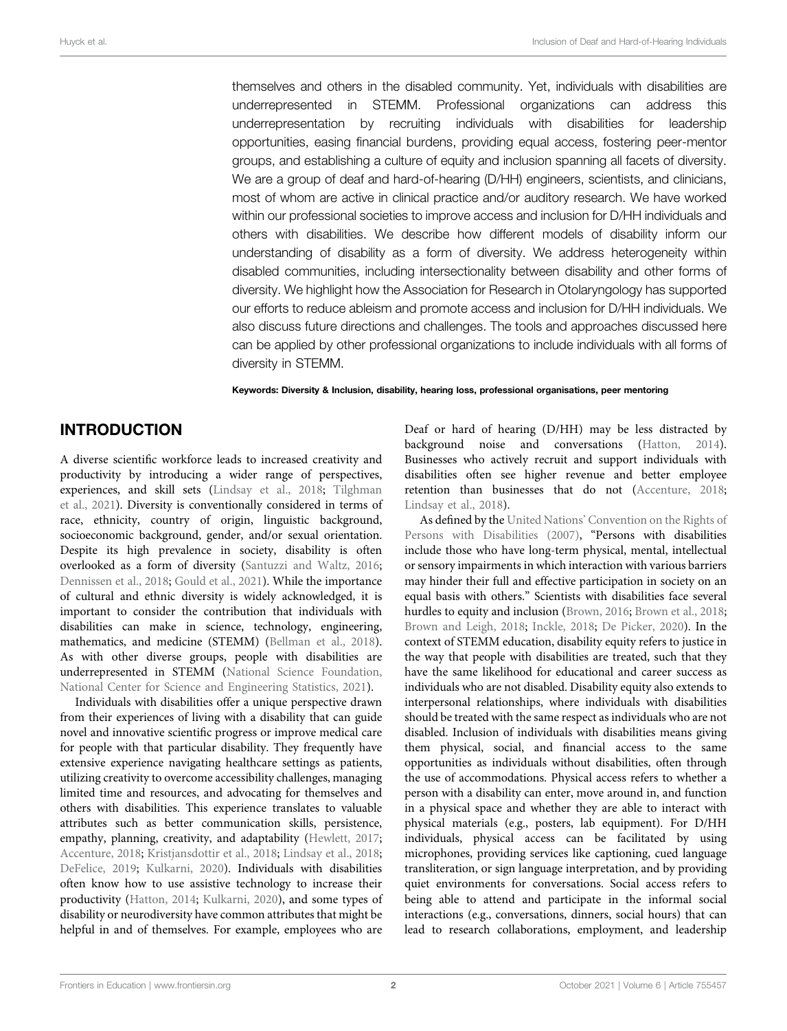themselves and others in the disabled community. Yet, individuals with disabilities are underrepresented in STEMM. Professional organizations can address this underrepresentation by recruiting individuals with disabilities for leadership opportunities, easing financial burdens, providing equal access, fostering peer-mentor groups, and establishing a culture of equity and inclusion spanning all facets of diversity. We are a group of deaf and hard-of-hearing (D/HH) engineers, scientists, and clinicians, most of whom are active in clinical practice and/or auditory research. We have worked within our professional societies to improve access and inclusion for D/HH individuals and others with disabilities. We describe how different models of disability inform our understanding of disability as a form of diversity. We address heterogeneity within disabled communities, including intersectionality between disability and other forms of diversity. We highlight how the Association for Research in Otolaryngology has supported our efforts to reduce ableism and promote access and inclusion for D/HH individuals. We also discuss future directions and challenges. The tools and approaches discussed here can be applied by other professional organizations to include individuals with all forms of diversity in STEMM.

**Keywords: Diversity & Inclusion, disability, hearing loss, professional organisations, peer mentoring**

## INTRODUCTION

A diverse scientific workforce leads to increased creativity and productivity by introducing a wider range of perspectives, experiences, and skill sets (Lindsay et al., 2018; Tilghman et al., 2021). Diversity is conventionally considered in terms of race, ethnicity, country of origin, linguistic background, socioeconomic background, gender, and/or sexual orientation. Despite its high prevalence in society, disability is often overlooked as a form of diversity (Santuzzi and Waltz, 2016; Dennissen et al., 2018; Gould et al., 2021). While the importance of cultural and ethnic diversity is widely acknowledged, it is important to consider the contribution that individuals with disabilities can make in science, technology, engineering, mathematics, and medicine (STEMM) (Bellman et al., 2018). As with other diverse groups, people with disabilities are underrepresented in STEMM (National Science Foundation, National Center for Science and Engineering Statistics, 2021).

Individuals with disabilities offer a unique perspective drawn from their experiences of living with a disability that can guide novel and innovative scientific progress or improve medical care for people with that particular disability. They frequently have extensive experience navigating healthcare settings as patients, utilizing creativity to overcome accessibility challenges, managing limited time and resources, and advocating for themselves and others with disabilities. This experience translates to valuable attributes such as better communication skills, persistence, empathy, planning, creativity, and adaptability (Hewlett, 2017; Accenture, 2018; Kristjansdottir et al., 2018; Lindsay et al., 2018; DeFelice, 2019; Kulkarni, 2020). Individuals with disabilities often know how to use assistive technology to increase their productivity (Hatton, 2014; Kulkarni, 2020), and some types of disability or neurodiversity have common attributes that might be helpful in and of themselves. For example, employees who are Deaf or hard of hearing (D/HH) may be less distracted by background noise and conversations (Hatton, 2014). Businesses who actively recruit and support individuals with disabilities often see higher revenue and better employee retention than businesses that do not (Accenture, 2018; Lindsay et al., 2018).

As defined by the United Nations' Convention on the Rights of Persons with Disabilities (2007), "Persons with disabilities include those who have long-term physical, mental, intellectual or sensory impairments in which interaction with various barriers may hinder their full and effective participation in society on an equal basis with others." Scientists with disabilities face several hurdles to equity and inclusion (Brown, 2016; Brown et al., 2018; Brown and Leigh, 2018; Inckle, 2018; De Picker, 2020). In the context of STEMM education, disability equity refers to justice in the way that people with disabilities are treated, such that they have the same likelihood for educational and career success as individuals who are not disabled. Disability equity also extends to interpersonal relationships, where individuals with disabilities should be treated with the same respect as individuals who are not disabled. Inclusion of individuals with disabilities means giving them physical, social, and financial access to the same opportunities as individuals without disabilities, often through the use of accommodations. Physical access refers to whether a person with a disability can enter, move around in, and function in a physical space and whether they are able to interact with physical materials (e.g., posters, lab equipment). For D/HH individuals, physical access can be facilitated by using microphones, providing services like captioning, cued language transliteration, or sign language interpretation, and by providing quiet environments for conversations. Social access refers to being able to attend and participate in the informal social interactions (e.g., conversations, dinners, social hours) that can lead to research collaborations, employment, and leadership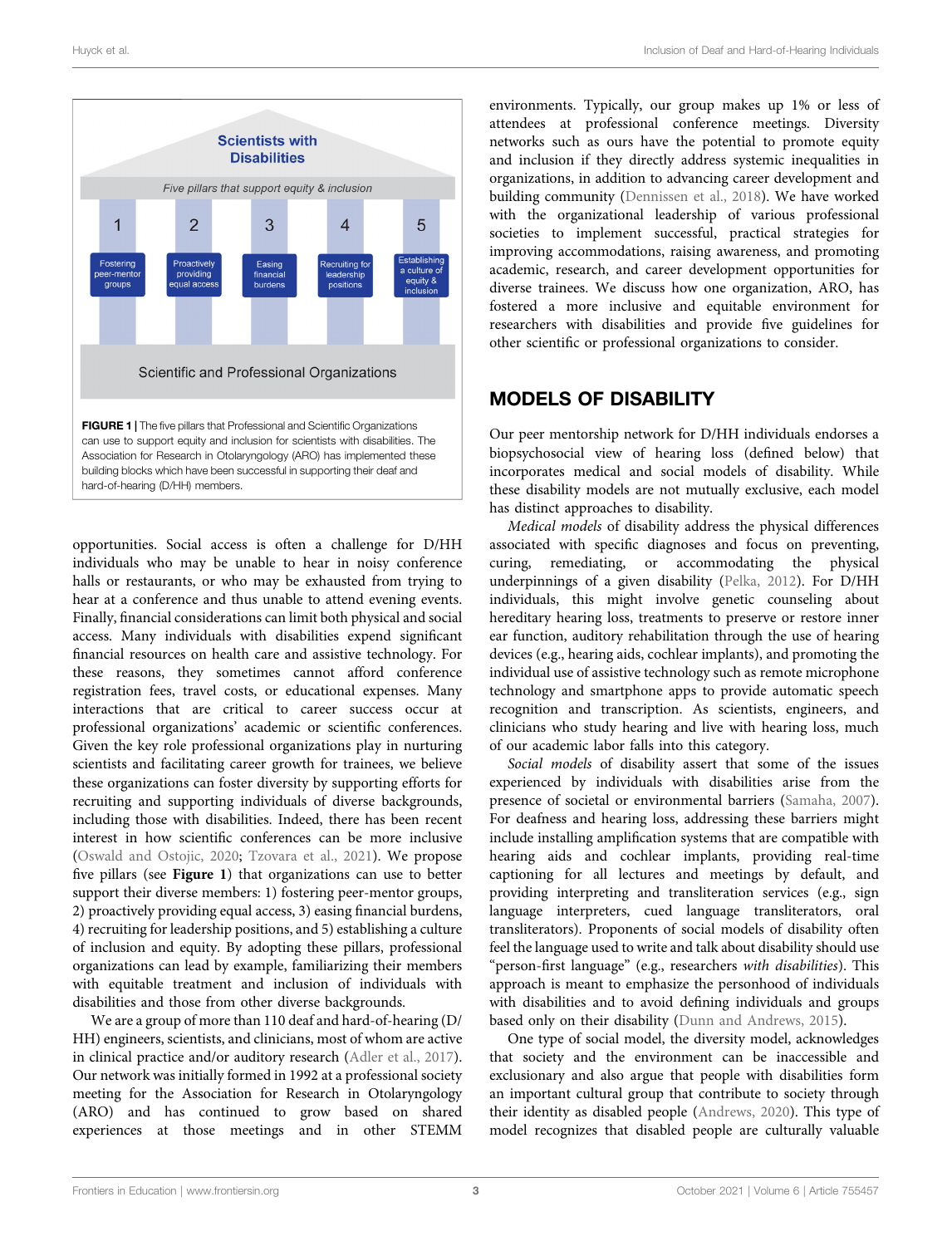FIGURE 1 | The five pillars that Professional and Scientific Organizations can use to support equity and inclusion for scientists with disabilities. The Association for Research in Otolaryngology (ARO) has implemented these building blocks which have been successful in supporting their deaf and hard-of-hearing (D/HH) members.

opportunities. Social access is often a challenge for D/HH individuals who may be unable to hear in noisy conference halls or restaurants, or who may be exhausted from trying to hear at a conference and thus unable to attend evening events. Finally, financial considerations can limit both physical and social access. Many individuals with disabilities expend significant financial resources on health care and assistive technology. For these reasons, they sometimes cannot afford conference registration fees, travel costs, or educational expenses. Many interactions that are critical to career success occur at professional organizations' academic or scientific conferences. Given the key role professional organizations play in nurturing scientists and facilitating career growth for trainees, we believe these organizations can foster diversity by supporting efforts for recruiting and supporting individuals of diverse backgrounds, including those with disabilities. Indeed, there has been recent interest in how scientific conferences can be more inclusive (Oswald and Ostojic, 2020; Tzovara et al., 2021). We propose five pillars (see **Figure 1**) that organizations can use to better support their diverse members: 1) fostering peer-mentor groups, 2) proactively providing equal access, 3) easing financial burdens, 4) recruiting for leadership positions, and 5) establishing a culture of inclusion and equity. By adopting these pillars, professional organizations can lead by example, familiarizing their members with equitable treatment and inclusion of individuals with disabilities and those from other diverse backgrounds.

We are a group of more than 110 deaf and hard-of-hearing (D/HH) engineers, scientists, and clinicians, most of whom are active in clinical practice and/or auditory research (Adler et al., 2017). Our network was initially formed in 1992 at a professional society meeting for the Association for Research in Otolaryngology (ARO) and has continued to grow based on shared experiences at those meetings and in other STEMM environments. Typically, our group makes up 1% or less of attendees at professional conference meetings. Diversity networks such as ours have the potential to promote equity and inclusion if they directly address systemic inequalities in organizations, in addition to advancing career development and building community (Dennissen et al., 2018). We have worked with the organizational leadership of various professional societies to implement successful, practical strategies for improving accommodations, raising awareness, and promoting academic, research, and career development opportunities for diverse trainees. We discuss how one organization, ARO, has fostered a more inclusive and equitable environment for researchers with disabilities and provide five guidelines for other scientific or professional organizations to consider.

## MODELS OF DISABILITY

Our peer mentorship network for D/HH individuals endorses a biopsychosocial view of hearing loss (defined below) that incorporates medical and social models of disability. While these disability models are not mutually exclusive, each model has distinct approaches to disability.

*Medical models* of disability address the physical differences associated with specific diagnoses and focus on preventing, curing, remediating, or accommodating the physical underpinnings of a given disability (Pelka, 2012). For D/HH individuals, this might involve genetic counseling about hereditary hearing loss, treatments to preserve or restore inner ear function, auditory rehabilitation through the use of hearing devices (e.g., hearing aids, cochlear implants), and promoting the individual use of assistive technology such as remote microphone technology and smartphone apps to provide automatic speech recognition and transcription. As scientists, engineers, and clinicians who study hearing and live with hearing loss, much of our academic labor falls into this category.

*Social models* of disability assert that some of the issues experienced by individuals with disabilities arise from the presence of societal or environmental barriers (Samaha, 2007). For deafness and hearing loss, addressing these barriers might include installing amplification systems that are compatible with hearing aids and cochlear implants, providing real-time captioning for all lectures and meetings by default, and providing interpreting and transliteration services (e.g., sign language interpreters, cued language transliterators, oral transliterators). Proponents of social models of disability often feel the language used to write and talk about disability should use "person-first language" (e.g., researchers *with disabilities*). This approach is meant to emphasize the personhood of individuals with disabilities and to avoid defining individuals and groups based only on their disability (Dunn and Andrews, 2015).

One type of social model, the diversity model, acknowledges that society and the environment can be inaccessible and exclusionary and also argue that people with disabilities form an important cultural group that contribute to society through their identity as disabled people (Andrews, 2020). This type of model recognizes that disabled people are culturally valuable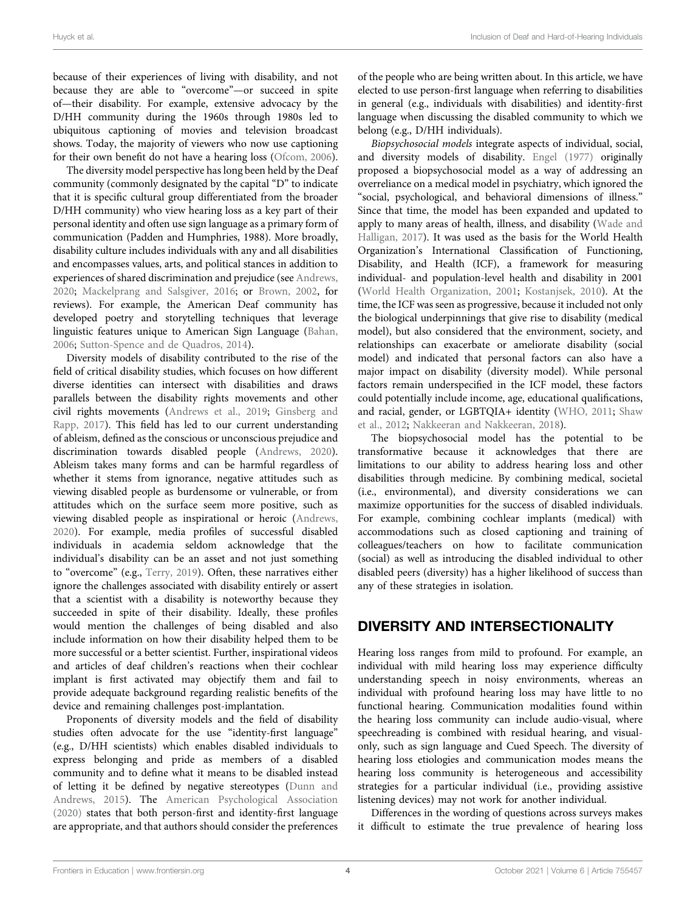because of their experiences of living with disability, and not because they are able to "overcome"—or succeed in spite of—their disability. For example, extensive advocacy by the D/HH community during the 1960s through 1980s led to ubiquitous captioning of movies and television broadcast shows. Today, the majority of viewers who now use captioning for their own benefit do not have a hearing loss (Ofcom, 2006).

The diversity model perspective has long been held by the Deaf community (commonly designated by the capital "D" to indicate that it is specific cultural group differentiated from the broader D/HH community) who view hearing loss as a key part of their personal identity and often use sign language as a primary form of communication (Padden and Humphries, 1988). More broadly, disability culture includes individuals with any and all disabilities and encompasses values, arts, and political stances in addition to experiences of shared discrimination and prejudice (see Andrews, 2020; Mackelprang and Salsgiver, 2016; or Brown, 2002, for reviews). For example, the American Deaf community has developed poetry and storytelling techniques that leverage linguistic features unique to American Sign Language (Bahan, 2006; Sutton-Spence and de Quadros, 2014).

Diversity models of disability contributed to the rise of the field of critical disability studies, which focuses on how different diverse identities can intersect with disabilities and draws parallels between the disability rights movements and other civil rights movements (Andrews et al., 2019; Ginsberg and Rapp, 2017). This field has led to our current understanding of ableism, defined as the conscious or unconscious prejudice and discrimination towards disabled people (Andrews, 2020). Ableism takes many forms and can be harmful regardless of whether it stems from ignorance, negative attitudes such as viewing disabled people as burdensome or vulnerable, or from attitudes which on the surface seem more positive, such as viewing disabled people as inspirational or heroic (Andrews, 2020). For example, media profiles of successful disabled individuals in academia seldom acknowledge that the individual's disability can be an asset and not just something to "overcome" (e.g., Terry, 2019). Often, these narratives either ignore the challenges associated with disability entirely or assert that a scientist with a disability is noteworthy because they succeeded in spite of their disability. Ideally, these profiles would mention the challenges of being disabled and also include information on how their disability helped them to be more successful or a better scientist. Further, inspirational videos and articles of deaf children's reactions when their cochlear implant is first activated may objectify them and fail to provide adequate background regarding realistic benefits of the device and remaining challenges post-implantation.

Proponents of diversity models and the field of disability studies often advocate for the use "identity-first language" (e.g., D/HH scientists) which enables disabled individuals to express belonging and pride as members of a disabled community and to define what it means to be disabled instead of letting it be defined by negative stereotypes (Dunn and Andrews, 2015). The American Psychological Association (2020) states that both person-first and identity-first language are appropriate, and that authors should consider the preferences of the people who are being written about. In this article, we have elected to use person-first language when referring to disabilities in general (e.g., individuals with disabilities) and identity-first language when discussing the disabled community to which we belong (e.g., D/HH individuals).

*Biopsychosocial models* integrate aspects of individual, social, and diversity models of disability. Engel (1977) originally proposed a biopsychosocial model as a way of addressing an overreliance on a medical model in psychiatry, which ignored the "social, psychological, and behavioral dimensions of illness." Since that time, the model has been expanded and updated to apply to many areas of health, illness, and disability (Wade and Halligan, 2017). It was used as the basis for the World Health Organization's International Classification of Functioning, Disability, and Health (ICF), a framework for measuring individual- and population-level health and disability in 2001 (World Health Organization, 2001; Kostanjsek, 2010). At the time, the ICF was seen as progressive, because it included not only the biological underpinnings that give rise to disability (medical model), but also considered that the environment, society, and relationships can exacerbate or ameliorate disability (social model) and indicated that personal factors can also have a major impact on disability (diversity model). While personal factors remain underspecified in the ICF model, these factors could potentially include income, age, educational qualifications, and racial, gender, or LGBTQIA+ identity (WHO, 2011; Shaw et al., 2012; Nakkeeran and Nakkeeran, 2018).

The biopsychosocial model has the potential to be transformative because it acknowledges that there are limitations to our ability to address hearing loss and other disabilities through medicine. By combining medical, societal (i.e., environmental), and diversity considerations we can maximize opportunities for the success of disabled individuals. For example, combining cochlear implants (medical) with accommodations such as closed captioning and training of colleagues/teachers on how to facilitate communication (social) as well as introducing the disabled individual to other disabled peers (diversity) has a higher likelihood of success than any of these strategies in isolation.

## DIVERSITY AND INTERSECTIONALITY

Hearing loss ranges from mild to profound. For example, an individual with mild hearing loss may experience difficulty understanding speech in noisy environments, whereas an individual with profound hearing loss may have little to no functional hearing. Communication modalities found within the hearing loss community can include audio-visual, where speechreading is combined with residual hearing, and visual-only, such as sign language and Cued Speech. The diversity of hearing loss etiologies and communication modes means the hearing loss community is heterogeneous and accessibility strategies for a particular individual (i.e., providing assistive listening devices) may not work for another individual.

Differences in the wording of questions across surveys makes it difficult to estimate the true prevalence of hearing loss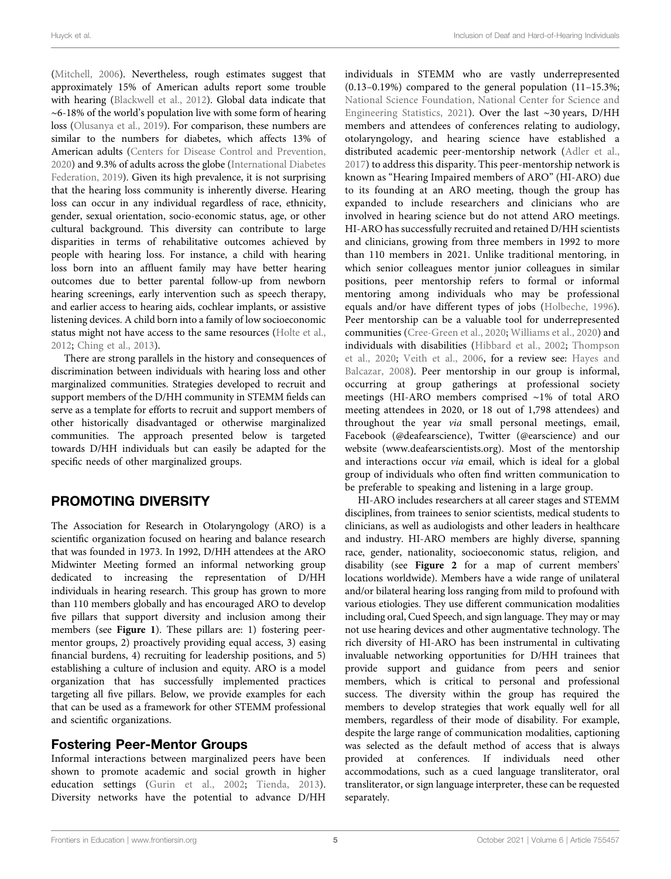(Mitchell, 2006). Nevertheless, rough estimates suggest that approximately 15% of American adults report some trouble with hearing (Blackwell et al., 2012). Global data indicate that ~6-18% of the world's population live with some form of hearing loss (Olusanya et al., 2019). For comparison, these numbers are similar to the numbers for diabetes, which affects 13% of American adults (Centers for Disease Control and Prevention, 2020) and 9.3% of adults across the globe (International Diabetes Federation, 2019). Given its high prevalence, it is not surprising that the hearing loss community is inherently diverse. Hearing loss can occur in any individual regardless of race, ethnicity, gender, sexual orientation, socio-economic status, age, or other cultural background. This diversity can contribute to large disparities in terms of rehabilitative outcomes achieved by people with hearing loss. For instance, a child with hearing loss born into an affluent family may have better hearing outcomes due to better parental follow-up from newborn hearing screenings, early intervention such as speech therapy, and earlier access to hearing aids, cochlear implants, or assistive listening devices. A child born into a family of low socioeconomic status might not have access to the same resources (Holte et al., 2012; Ching et al., 2013).

There are strong parallels in the history and consequences of discrimination between individuals with hearing loss and other marginalized communities. Strategies developed to recruit and support members of the D/HH community in STEMM fields can serve as a template for efforts to recruit and support members of other historically disadvantaged or otherwise marginalized communities. The approach presented below is targeted towards D/HH individuals but can easily be adapted for the specific needs of other marginalized groups.

## PROMOTING DIVERSITY

The Association for Research in Otolaryngology (ARO) is a scientific organization focused on hearing and balance research that was founded in 1973. In 1992, D/HH attendees at the ARO Midwinter Meeting formed an informal networking group dedicated to increasing the representation of D/HH individuals in hearing research. This group has grown to more than 110 members globally and has encouraged ARO to develop five pillars that support diversity and inclusion among their members (see **Figure 1**). These pillars are: 1) fostering peer-mentor groups, 2) proactively providing equal access, 3) easing financial burdens, 4) recruiting for leadership positions, and 5) establishing a culture of inclusion and equity. ARO is a model organization that has successfully implemented practices targeting all five pillars. Below, we provide examples for each that can be used as a framework for other STEMM professional and scientific organizations.

### Fostering Peer-Mentor Groups

Informal interactions between marginalized peers have been shown to promote academic and social growth in higher education settings (Gurin et al., 2002; Tienda, 2013). Diversity networks have the potential to advance D/HH individuals in STEMM who are vastly underrepresented (0.13–0.19%) compared to the general population (11–15.3%; National Science Foundation, National Center for Science and Engineering Statistics, 2021). Over the last ~30 years, D/HH members and attendees of conferences relating to audiology, otolaryngology, and hearing science have established a distributed academic peer-mentorship network (Adler et al., 2017) to address this disparity. This peer-mentorship network is known as "Hearing Impaired members of ARO" (HI-ARO) due to its founding at an ARO meeting, though the group has expanded to include researchers and clinicians who are involved in hearing science but do not attend ARO meetings. HI-ARO has successfully recruited and retained D/HH scientists and clinicians, growing from three members in 1992 to more than 110 members in 2021. Unlike traditional mentoring, in which senior colleagues mentor junior colleagues in similar positions, peer mentorship refers to formal or informal mentoring among individuals who may be professional equals and/or have different types of jobs (Holbeche, 1996). Peer mentorship can be a valuable tool for underrepresented communities (Cree-Green et al., 2020; Williams et al., 2020) and individuals with disabilities (Hibbard et al., 2002; Thompson et al., 2020; Veith et al., 2006, for a review see: Hayes and Balcazar, 2008). Peer mentorship in our group is informal, occurring at group gatherings at professional society meetings (HI-ARO members comprised ~1% of total ARO meeting attendees in 2020, or 18 out of 1,798 attendees) and throughout the year *via* small personal meetings, email, Facebook (@deafearscience), Twitter (@earscience) and our website (www.deafearscientists.org). Most of the mentorship and interactions occur *via* email, which is ideal for a global group of individuals who often find written communication to be preferable to speaking and listening in a large group.

HI-ARO includes researchers at all career stages and STEMM disciplines, from trainees to senior scientists, medical students to clinicians, as well as audiologists and other leaders in healthcare and industry. HI-ARO members are highly diverse, spanning race, gender, nationality, socioeconomic status, religion, and disability (see **Figure 2** for a map of current members' locations worldwide). Members have a wide range of unilateral and/or bilateral hearing loss ranging from mild to profound with various etiologies. They use different communication modalities including oral, Cued Speech, and sign language. They may or may not use hearing devices and other augmentative technology. The rich diversity of HI-ARO has been instrumental in cultivating invaluable networking opportunities for D/HH trainees that provide support and guidance from peers and senior members, which is critical to personal and professional success. The diversity within the group has required the members to develop strategies that work equally well for all members, regardless of their mode of disability. For example, despite the large range of communication modalities, captioning was selected as the default method of access that is always provided at conferences. If individuals need other accommodations, such as a cued language transliterator, oral transliterator, or sign language interpreter, these can be requested separately.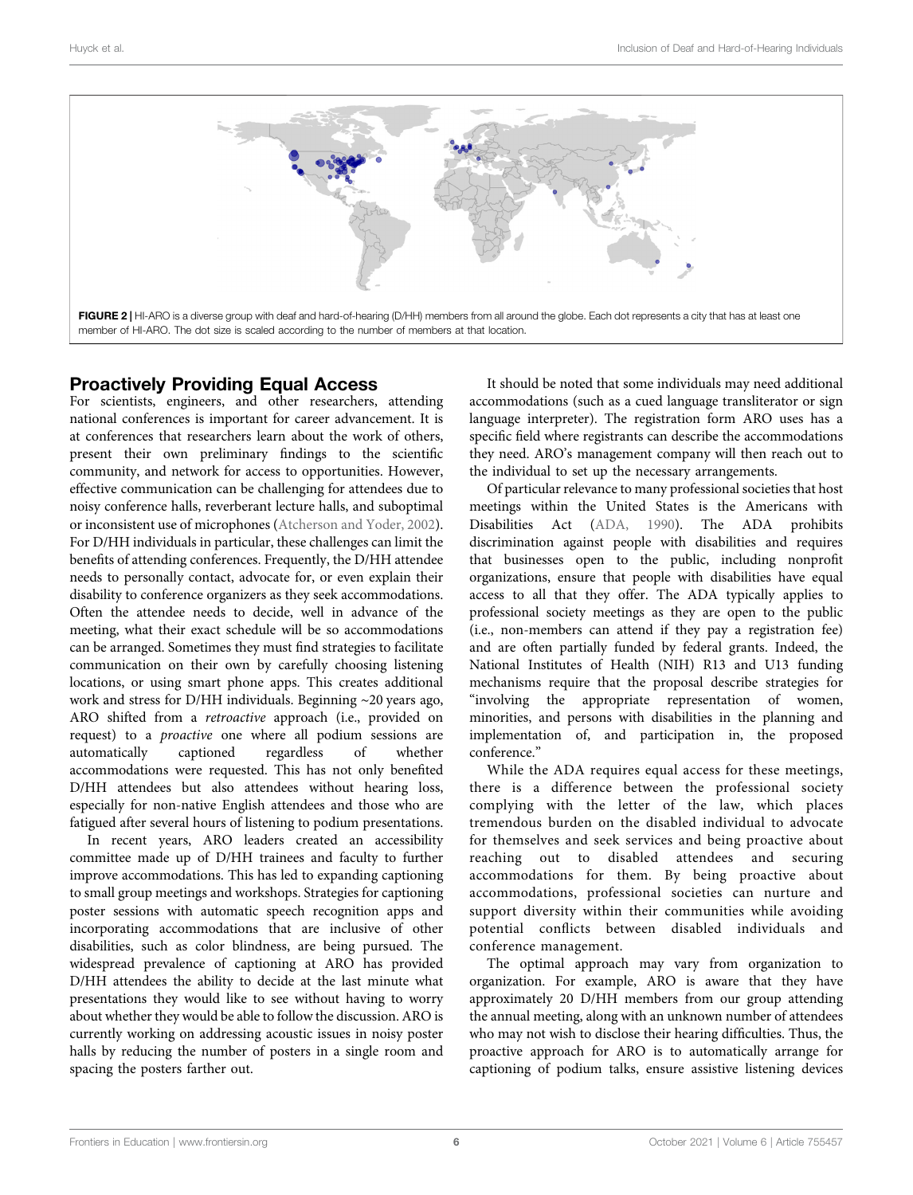FIGURE 2 | HI-ARO is a diverse group with deaf and hard-of-hearing (D/HH) members from all around the globe. Each dot represents a city that has at least one member of HI-ARO. The dot size is scaled according to the number of members at that location.

## Proactively Providing Equal Access

For scientists, engineers, and other researchers, attending national conferences is important for career advancement. It is at conferences that researchers learn about the work of others, present their own preliminary findings to the scientific community, and network for access to opportunities. However, effective communication can be challenging for attendees due to noisy conference halls, reverberant lecture halls, and suboptimal or inconsistent use of microphones (Atcherson and Yoder, 2002). For D/HH individuals in particular, these challenges can limit the benefits of attending conferences. Frequently, the D/HH attendee needs to personally contact, advocate for, or even explain their disability to conference organizers as they seek accommodations. Often the attendee needs to decide, well in advance of the meeting, what their exact schedule will be so accommodations can be arranged. Sometimes they must find strategies to facilitate communication on their own by carefully choosing listening locations, or using smart phone apps. This creates additional work and stress for D/HH individuals. Beginning ~20 years ago, ARO shifted from a *retroactive* approach (i.e., provided on request) to a *proactive* one where all podium sessions are automatically captioned regardless of whether accommodations were requested. This has not only benefited D/HH attendees but also attendees without hearing loss, especially for non-native English attendees and those who are fatigued after several hours of listening to podium presentations.

In recent years, ARO leaders created an accessibility committee made up of D/HH trainees and faculty to further improve accommodations. This has led to expanding captioning to small group meetings and workshops. Strategies for captioning poster sessions with automatic speech recognition apps and incorporating accommodations that are inclusive of other disabilities, such as color blindness, are being pursued. The widespread prevalence of captioning at ARO has provided D/HH attendees the ability to decide at the last minute what presentations they would like to see without having to worry about whether they would be able to follow the discussion. ARO is currently working on addressing acoustic issues in noisy poster halls by reducing the number of posters in a single room and spacing the posters farther out.

It should be noted that some individuals may need additional accommodations (such as a cued language transliterator or sign language interpreter). The registration form ARO uses has a specific field where registrants can describe the accommodations they need. ARO's management company will then reach out to the individual to set up the necessary arrangements.

Of particular relevance to many professional societies that host meetings within the United States is the Americans with Disabilities Act (ADA, 1990). The ADA prohibits discrimination against people with disabilities and requires that businesses open to the public, including nonprofit organizations, ensure that people with disabilities have equal access to all that they offer. The ADA typically applies to professional society meetings as they are open to the public (i.e., non-members can attend if they pay a registration fee) and are often partially funded by federal grants. Indeed, the National Institutes of Health (NIH) R13 and U13 funding mechanisms require that the proposal describe strategies for "involving the appropriate representation of women, minorities, and persons with disabilities in the planning and implementation of, and participation in, the proposed conference."

While the ADA requires equal access for these meetings, there is a difference between the professional society complying with the letter of the law, which places tremendous burden on the disabled individual to advocate for themselves and seek services and being proactive about reaching out to disabled attendees and securing accommodations for them. By being proactive about accommodations, professional societies can nurture and support diversity within their communities while avoiding potential conflicts between disabled individuals and conference management.

The optimal approach may vary from organization to organization. For example, ARO is aware that they have approximately 20 D/HH members from our group attending the annual meeting, along with an unknown number of attendees who may not wish to disclose their hearing difficulties. Thus, the proactive approach for ARO is to automatically arrange for captioning of podium talks, ensure assistive listening devices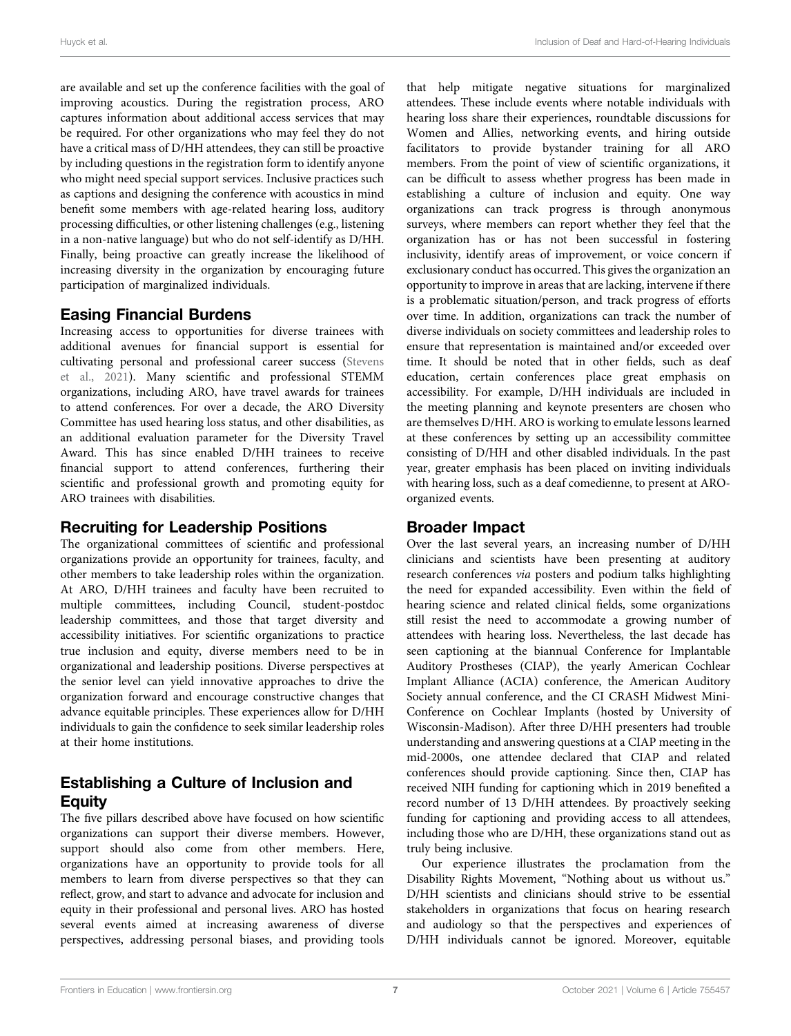are available and set up the conference facilities with the goal of improving acoustics. During the registration process, ARO captures information about additional access services that may be required. For other organizations who may feel they do not have a critical mass of D/HH attendees, they can still be proactive by including questions in the registration form to identify anyone who might need special support services. Inclusive practices such as captions and designing the conference with acoustics in mind benefit some members with age-related hearing loss, auditory processing difficulties, or other listening challenges (e.g., listening in a non-native language) but who do not self-identify as D/HH. Finally, being proactive can greatly increase the likelihood of increasing diversity in the organization by encouraging future participation of marginalized individuals.

## Easing Financial Burdens

Increasing access to opportunities for diverse trainees with additional avenues for financial support is essential for cultivating personal and professional career success (Stevens et al., 2021). Many scientific and professional STEMM organizations, including ARO, have travel awards for trainees to attend conferences. For over a decade, the ARO Diversity Committee has used hearing loss status, and other disabilities, as an additional evaluation parameter for the Diversity Travel Award. This has since enabled D/HH trainees to receive financial support to attend conferences, furthering their scientific and professional growth and promoting equity for ARO trainees with disabilities.

## Recruiting for Leadership Positions

The organizational committees of scientific and professional organizations provide an opportunity for trainees, faculty, and other members to take leadership roles within the organization. At ARO, D/HH trainees and faculty have been recruited to multiple committees, including Council, student-postdoc leadership committees, and those that target diversity and accessibility initiatives. For scientific organizations to practice true inclusion and equity, diverse members need to be in organizational and leadership positions. Diverse perspectives at the senior level can yield innovative approaches to drive the organization forward and encourage constructive changes that advance equitable principles. These experiences allow for D/HH individuals to gain the confidence to seek similar leadership roles at their home institutions.

## Establishing a Culture of Inclusion and Equity

The five pillars described above have focused on how scientific organizations can support their diverse members. However, support should also come from other members. Here, organizations have an opportunity to provide tools for all members to learn from diverse perspectives so that they can reflect, grow, and start to advance and advocate for inclusion and equity in their professional and personal lives. ARO has hosted several events aimed at increasing awareness of diverse perspectives, addressing personal biases, and providing tools that help mitigate negative situations for marginalized attendees. These include events where notable individuals with hearing loss share their experiences, roundtable discussions for Women and Allies, networking events, and hiring outside facilitators to provide bystander training for all ARO members. From the point of view of scientific organizations, it can be difficult to assess whether progress has been made in establishing a culture of inclusion and equity. One way organizations can track progress is through anonymous surveys, where members can report whether they feel that the organization has or has not been successful in fostering inclusivity, identify areas of improvement, or voice concern if exclusionary conduct has occurred. This gives the organization an opportunity to improve in areas that are lacking, intervene if there is a problematic situation/person, and track progress of efforts over time. In addition, organizations can track the number of diverse individuals on society committees and leadership roles to ensure that representation is maintained and/or exceeded over time. It should be noted that in other fields, such as deaf education, certain conferences place great emphasis on accessibility. For example, D/HH individuals are included in the meeting planning and keynote presenters are chosen who are themselves D/HH. ARO is working to emulate lessons learned at these conferences by setting up an accessibility committee consisting of D/HH and other disabled individuals. In the past year, greater emphasis has been placed on inviting individuals with hearing loss, such as a deaf comedienne, to present at ARO-organized events.

## Broader Impact

Over the last several years, an increasing number of D/HH clinicians and scientists have been presenting at auditory research conferences *via* posters and podium talks highlighting the need for expanded accessibility. Even within the field of hearing science and related clinical fields, some organizations still resist the need to accommodate a growing number of attendees with hearing loss. Nevertheless, the last decade has seen captioning at the biannual Conference for Implantable Auditory Prostheses (CIAP), the yearly American Cochlear Implant Alliance (ACIA) conference, the American Auditory Society annual conference, and the CI CRASH Midwest Mini-Conference on Cochlear Implants (hosted by University of Wisconsin-Madison). After three D/HH presenters had trouble understanding and answering questions at a CIAP meeting in the mid-2000s, one attendee declared that CIAP and related conferences should provide captioning. Since then, CIAP has received NIH funding for captioning which in 2019 benefited a record number of 13 D/HH attendees. By proactively seeking funding for captioning and providing access to all attendees, including those who are D/HH, these organizations stand out as truly being inclusive.

Our experience illustrates the proclamation from the Disability Rights Movement, "Nothing about us without us." D/HH scientists and clinicians should strive to be essential stakeholders in organizations that focus on hearing research and audiology so that the perspectives and experiences of D/HH individuals cannot be ignored. Moreover, equitable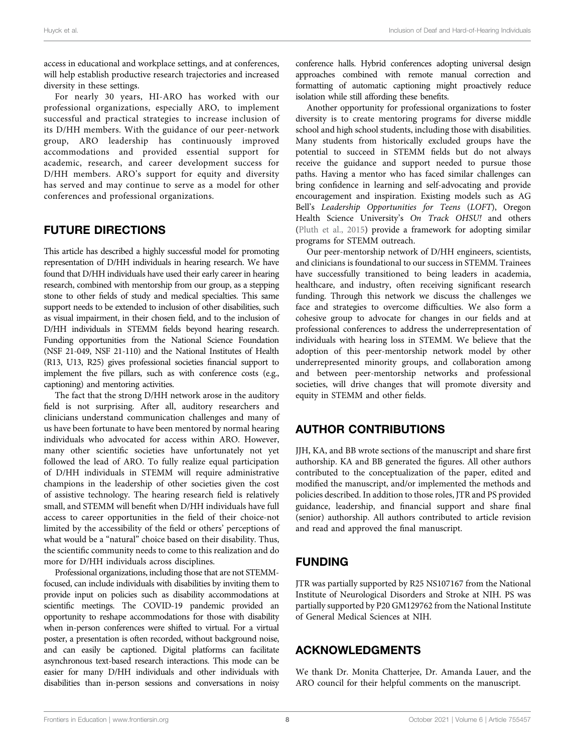access in educational and workplace settings, and at conferences, will help establish productive research trajectories and increased diversity in these settings.

For nearly 30 years, HI-ARO has worked with our professional organizations, especially ARO, to implement successful and practical strategies to increase inclusion of its D/HH members. With the guidance of our peer-network group, ARO leadership has continuously improved accommodations and provided essential support for academic, research, and career development success for D/HH members. ARO's support for equity and diversity has served and may continue to serve as a model for other conferences and professional organizations.

## FUTURE DIRECTIONS

This article has described a highly successful model for promoting representation of D/HH individuals in hearing research. We have found that D/HH individuals have used their early career in hearing research, combined with mentorship from our group, as a stepping stone to other fields of study and medical specialties. This same support needs to be extended to inclusion of other disabilities, such as visual impairment, in their chosen field, and to the inclusion of D/HH individuals in STEMM fields beyond hearing research. Funding opportunities from the National Science Foundation (NSF 21-049, NSF 21-110) and the National Institutes of Health (R13, U13, R25) gives professional societies financial support to implement the five pillars, such as with conference costs (e.g., captioning) and mentoring activities.

The fact that the strong D/HH network arose in the auditory field is not surprising. After all, auditory researchers and clinicians understand communication challenges and many of us have been fortunate to have been mentored by normal hearing individuals who advocated for access within ARO. However, many other scientific societies have unfortunately not yet followed the lead of ARO. To fully realize equal participation of D/HH individuals in STEMM will require administrative champions in the leadership of other societies given the cost of assistive technology. The hearing research field is relatively small, and STEMM will benefit when D/HH individuals have full access to career opportunities in the field of their choice-not limited by the accessibility of the field or others' perceptions of what would be a "natural" choice based on their disability. Thus, the scientific community needs to come to this realization and do more for D/HH individuals across disciplines.

Professional organizations, including those that are not STEMM-focused, can include individuals with disabilities by inviting them to provide input on policies such as disability accommodations at scientific meetings. The COVID-19 pandemic provided an opportunity to reshape accommodations for those with disability when in-person conferences were shifted to virtual. For a virtual poster, a presentation is often recorded, without background noise, and can easily be captioned. Digital platforms can facilitate asynchronous text-based research interactions. This mode can be easier for many D/HH individuals and other individuals with disabilities than in-person sessions and conversations in noisy conference halls. Hybrid conferences adopting universal design approaches combined with remote manual correction and formatting of automatic captioning might proactively reduce isolation while still affording these benefits.

Another opportunity for professional organizations to foster diversity is to create mentoring programs for diverse middle school and high school students, including those with disabilities. Many students from historically excluded groups have the potential to succeed in STEMM fields but do not always receive the guidance and support needed to pursue those paths. Having a mentor who has faced similar challenges can bring confidence in learning and self-advocating and provide encouragement and inspiration. Existing models such as AG Bell's *Leadership Opportunities for Teens* (*LOFT*), Oregon Health Science University's *On Track OHSU!* and others (Pluth et al., 2015) provide a framework for adopting similar programs for STEMM outreach.

Our peer-mentorship network of D/HH engineers, scientists, and clinicians is foundational to our success in STEMM. Trainees have successfully transitioned to being leaders in academia, healthcare, and industry, often receiving significant research funding. Through this network we discuss the challenges we face and strategies to overcome difficulties. We also form a cohesive group to advocate for changes in our fields and at professional conferences to address the underrepresentation of individuals with hearing loss in STEMM. We believe that the adoption of this peer-mentorship network model by other underrepresented minority groups, and collaboration among and between peer-mentorship networks and professional societies, will drive changes that will promote diversity and equity in STEMM and other fields.

## AUTHOR CONTRIBUTIONS

JJH, KA, and BB wrote sections of the manuscript and share first authorship. KA and BB generated the figures. All other authors contributed to the conceptualization of the paper, edited and modified the manuscript, and/or implemented the methods and policies described. In addition to those roles, JTR and PS provided guidance, leadership, and financial support and share final (senior) authorship. All authors contributed to article revision and read and approved the final manuscript.

## FUNDING

JTR was partially supported by R25 NS107167 from the National Institute of Neurological Disorders and Stroke at NIH. PS was partially supported by P20 GM129762 from the National Institute of General Medical Sciences at NIH.

## ACKNOWLEDGMENTS

We thank Dr. Monita Chatterjee, Dr. Amanda Lauer, and the ARO council for their helpful comments on the manuscript.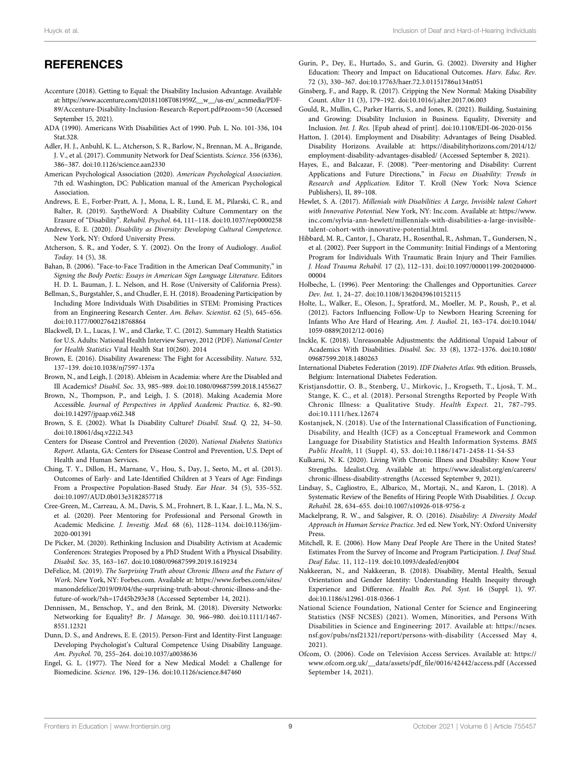## REFERENCES

Accenture (2018). Getting to Equal: the Disability Inclusion Advantage. Available at: https://www.accenture.com/t20181108T081959Z__w__/us-en/_acnmedia/PDF-89/Accenture-Disability-Inclusion-Research-Report.pdf#zoom=50 (Accessed September 15, 2021).

ADA (1990). Americans With Disabilities Act of 1990. Pub. L. No. 101-336, 104 Stat.328.

Adler, H. J., Anbuhl, K. L., Atcherson, S. R., Barlow, N., Brennan, M. A., Brigande, J. V., et al. (2017). Community Network for Deaf Scientists. *Science*. 356 (6336), 386–387. doi:10.1126/science.aan2330

American Psychological Association (2020). *American Psychological Association*. 7th ed. Washington, DC: Publication manual of the American Psychological Association.

Andrews, E. E., Forber-Pratt, A. J., Mona, L. R., Lund, E. M., Pilarski, C. R., and Balter, R. (2019). SaytheWord: A Disability Culture Commentary on the Erasure of "Disability". *Rehabil. Psychol.* 64, 111–118. doi:10.1037/rep0000258

Andrews, E. E. (2020). *Disability as Diversity: Developing Cultural Competence*. New York, NY: Oxford University Press.

Atcherson, S. R., and Yoder, S. Y. (2002). On the Irony of Audiology. *Audiol. Today*. 14 (5), 38.

Bahan, B. (2006). "Face-to-Face Tradition in the American Deaf Community," in *Signing the Body Poetic: Essays in American Sign Language Literature*. Editors H. D. L. Bauman, J. L. Nelson, and H. Rose (University of California Press).

Bellman, S., Burgstahler, S., and Chudler, E. H. (2018). Broadening Participation by Including More Individuals With Disabilities in STEM: Promising Practices from an Engineering Research Center. *Am. Behav. Scientist*. 62 (5), 645–656. doi:10.1177/0002764218768864

Blackwell, D. L., Lucas, J. W., and Clarke, T. C. (2012). Summary Health Statistics for U.S. Adults: National Health Interview Survey, 2012 (PDF). *National Center for Health Statistics* Vital Health Stat 10(260). 2014

Brown, E. (2016). Disability Awareness: The Fight for Accessibility. *Nature*. 532, 137–139. doi:10.1038/nj7597-137a

Brown, N., and Leigh, J. (2018). Ableism in Academia: where Are the Disabled and Ill Academics? *Disabil. Soc.* 33, 985–989. doi:10.1080/09687599.2018.1455627

Brown, N., Thompson, P., and Leigh, J. S. (2018). Making Academia More Accessible. *Journal of Perspectives in Applied Academic Practice*. 6, 82–90. doi:10.14297/jpaap.v6i2.348

Brown, S. E. (2002). What Is Disability Culture? *Disabil. Stud. Q.* 22, 34–50. doi:10.18061/dsq.v22i2.343

Centers for Disease Control and Prevention (2020). *National Diabetes Statistics Report*. Atlanta, GA: Centers for Disease Control and Prevention, U.S. Dept of Health and Human Services.

Ching, T. Y., Dillon, H., Marnane, V., Hou, S., Day, J., Seeto, M., et al. (2013). Outcomes of Early- and Late-Identified Children at 3 Years of Age: Findings From a Prospective Population-Based Study. *Ear Hear.* 34 (5), 535–552. doi:10.1097/AUD.0b013e3182857718

Cree-Green, M., Carreau, A. M., Davis, S. M., Frohnert, B. I., Kaar, J. L., Ma, N. S., et al. (2020). Peer Mentoring for Professional and Personal Growth in Academic Medicine. *J. Investig. Med.* 68 (6), 1128–1134. doi:10.1136/jim-2020-001391

De Picker, M. (2020). Rethinking Inclusion and Disability Activism at Academic Conferences: Strategies Proposed by a PhD Student With a Physical Disability. *Disabil. Soc.* 35, 163–167. doi:10.1080/09687599.2019.1619234

DeFelice, M. (2019). *The Surprising Truth about Chronic Illness and the Future of Work*. New York, NY: Forbes.com. Available at: https://www.forbes.com/sites/manondefelice/2019/09/04/the-surprising-truth-about-chronic-illness-and-the-future-of-work/?sh=17d45b293e38 (Accessed September 14, 2021).

Dennissen, M., Benschop, Y., and den Brink, M. (2018). Diversity Networks: Networking for Equality? *Br. J Manage*. 30, 966–980. doi:10.1111/1467-8551.12321

Dunn, D. S., and Andrews, E. E. (2015). Person-First and Identity-First Language: Developing Psychologist's Cultural Competence Using Disability Language. *Am. Psychol.* 70, 255–264. doi:10.1037/a0038636

Engel, G. L. (1977). The Need for a New Medical Model: a Challenge for Biomedicine. *Science*. 196, 129–136. doi:10.1126/science.847460

Gurin, P., Dey, E., Hurtado, S., and Gurin, G. (2002). Diversity and Higher Education: Theory and Impact on Educational Outcomes. *Harv. Educ. Rev.* 72 (3), 330–367. doi:10.17763/haer.72.3.01151786u134n051

Ginsberg, F., and Rapp, R. (2017). Cripping the New Normal: Making Disability Count. *Alter* 11 (3), 179–192. doi:10.1016/j.alter.2017.06.003

Gould, R., Mullin, C., Parker Harris, S., and Jones, R. (2021). Building, Sustaining and Growing: Disability Inclusion in Business. Equality, Diversity and Inclusion. *Int. J. Res.* [Epub ahead of print]. doi:10.1108/EDI-06-2020-0156

Hatton, J. (2014). Employment and Disability: Advantages of Being Disabled. Disability Horizons. Available at: https://disabilityhorizons.com/2014/12/employment-disability-advantages-disabled/ (Accessed September 8, 2021).

Hayes, E., and Balcazar, F. (2008). "Peer-mentoring and Disability: Current Applications and Future Directions," in *Focus on Disability: Trends in Research and Application*. Editor T. Kroll (New York: Nova Science Publishers), II, 89–108.

Hewlet, S. A. (2017). *Millenials with Disabilities: A Large, Invisible talent Cohort with Innovative Potential*. New York, NY: Inc.com. Available at: https://www.inc.com/sylvia-ann-hewlett/millennials-with-disabilities-a-large-invisible-talent-cohort-with-innovative-potential.html.

Hibbard, M. R., Cantor, J., Charatz, H., Rosenthal, R., Ashman, T., Gundersen, N., et al. (2002). Peer Support in the Community: Initial Findings of a Mentoring Program for Individuals With Traumatic Brain Injury and Their Families. *J. Head Trauma Rehabil.* 17 (2), 112–131. doi:10.1097/00001199-200204000-00004

Holbeche, L. (1996). Peer Mentoring: the Challenges and Opportunities. *Career Dev. Int.* 1, 24–27. doi:10.1108/13620439610152115

Holte, L., Walker, E., Oleson, J., Spratford, M., Moeller, M. P., Roush, P., et al. (2012). Factors Influencing Follow-Up to Newborn Hearing Screening for Infants Who Are Hard of Hearing. *Am. J. Audiol.* 21, 163–174. doi:10.1044/1059-0889(2012/12-0016)

Inckle, K. (2018). Unreasonable Adjustments: the Additional Unpaid Labour of Academics With Disabilities. *Disabil. Soc.* 33 (8), 1372–1376. doi:10.1080/09687599.2018.1480263

International Diabetes Federation (2019). *IDF Diabetes Atlas*. 9th edition. Brussels, Belgium: International Diabetes Federation.

Kristjansdottir, O. B., Stenberg, U., Mirkovic, J., Krogseth, T., Ljoså, T. M., Stange, K. C., et al. (2018). Personal Strengths Reported by People With Chronic Illness: a Qualitative Study. *Health Expect.* 21, 787–795. doi:10.1111/hex.12674

Kostanjsek, N. (2018). Use of the International Classification of Functioning, Disability, and Health (ICF) as a Conceptual Framework and Common Language for Disability Statistics and Health Information Systems. *BMS Public Health*, 11 (Suppl. 4), S3. doi:10.1186/1471-2458-11-S4-S3

Kulkarni, N. K. (2020). Living With Chronic Illness and Disability: Know Your Strengths. Idealist.Org. Available at: https://www.idealist.org/en/careers/chronic-illness-disability-strengths (Accessed September 9, 2021).

Lindsay, S., Cagliostro, E., Albarico, M., Mortaji, N., and Karon, L. (2018). A Systematic Review of the Benefits of Hiring People With Disabilities. *J. Occup. Rehabil.* 28, 634–655. doi:10.1007/s10926-018-9756-z

Mackelprang, R. W., and Salsgiver, R. O. (2016). *Disability: A Diversity Model Approach in Human Service Practice*. 3rd ed. New York, NY: Oxford University Press.

Mitchell, R. E. (2006). How Many Deaf People Are There in the United States? Estimates From the Survey of Income and Program Participation. *J. Deaf Stud. Deaf Educ.* 11, 112–119. doi:10.1093/deafed/enj004

Nakkeeran, N., and Nakkeeran, B. (2018). Disability, Mental Health, Sexual Orientation and Gender Identity: Understanding Health Inequity through Experience and Difference. *Health Res. Pol. Syst.* 16 (Suppl. 1), 97. doi:10.1186/s12961-018-0366-1

National Science Foundation, National Center for Science and Engineering Statistics (NSF NCSES) (2021). Women, Minorities, and Persons With Disabilities in Science and Engineering: 2017. Available at: https://ncses.nsf.gov/pubs/nsf21321/report/persons-with-disability (Accessed May 4, 2021).

Ofcom, O. (2006). Code on Television Access Services. Available at: https://www.ofcom.org.uk/__data/assets/pdf_file/0016/42442/access.pdf (Accessed September 14, 2021).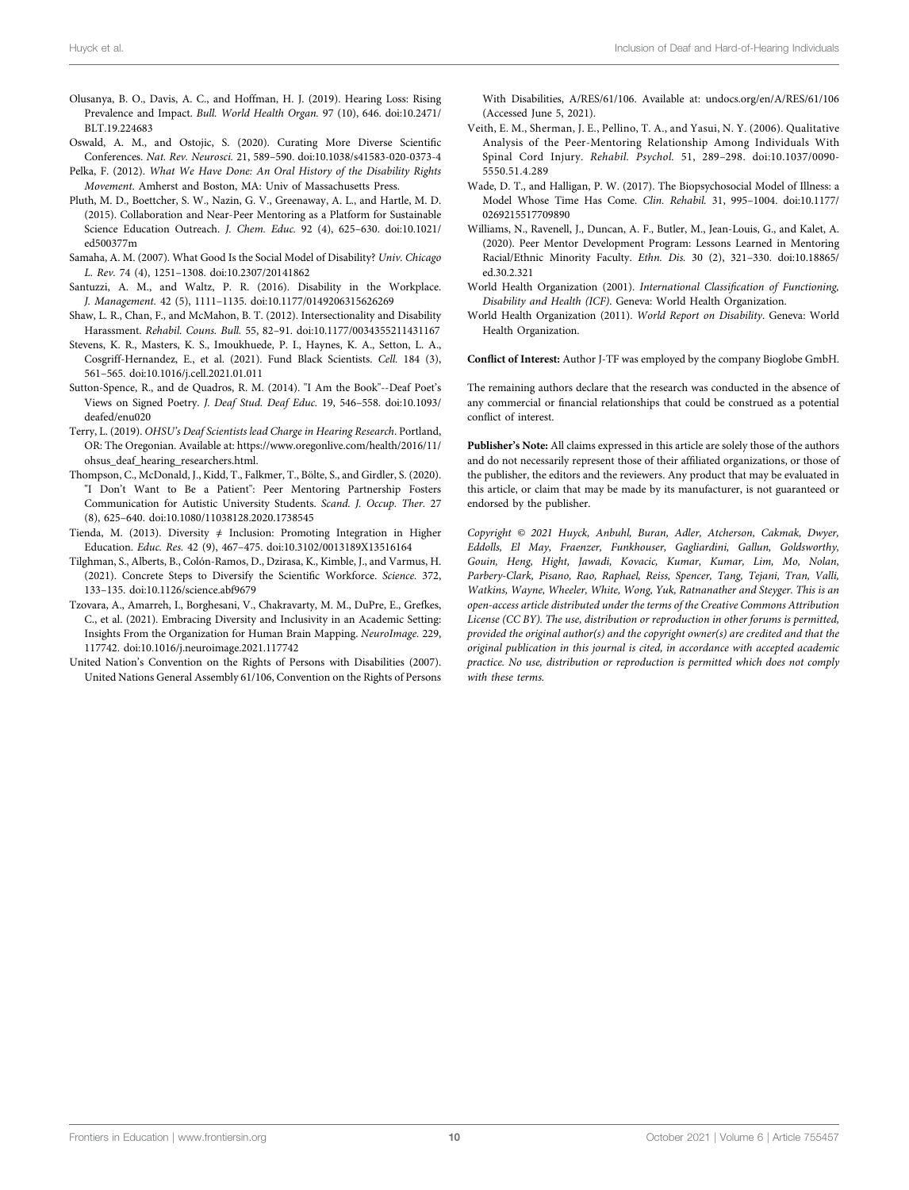Olusanya, B. O., Davis, A. C., and Hoffman, H. J. (2019). Hearing Loss: Rising Prevalence and Impact. *Bull. World Health Organ.* 97 (10), 646. doi:10.2471/BLT.19.224683

Oswald, A. M., and Ostojic, S. (2020). Curating More Diverse Scientific Conferences. *Nat. Rev. Neurosci.* 21, 589–590. doi:10.1038/s41583-020-0373-4

Pelka, F. (2012). *What We Have Done: An Oral History of the Disability Rights Movement*. Amherst and Boston, MA: Univ of Massachusetts Press.

Pluth, M. D., Boettcher, S. W., Nazin, G. V., Greenaway, A. L., and Hartle, M. D. (2015). Collaboration and Near-Peer Mentoring as a Platform for Sustainable Science Education Outreach. *J. Chem. Educ.* 92 (4), 625–630. doi:10.1021/ed500377m

Samaha, A. M. (2007). What Good Is the Social Model of Disability? *Univ. Chicago L. Rev.* 74 (4), 1251–1308. doi:10.2307/20141862

Santuzzi, A. M., and Waltz, P. R. (2016). Disability in the Workplace. *J. Management.* 42 (5), 1111–1135. doi:10.1177/0149206315626269

Shaw, L. R., Chan, F., and McMahon, B. T. (2012). Intersectionality and Disability Harassment. *Rehabil. Couns. Bull.* 55, 82–91. doi:10.1177/0034355211431167

Stevens, K. R., Masters, K. S., Imoukhuede, P. I., Haynes, K. A., Setton, L. A., Cosgriff-Hernandez, E., et al. (2021). Fund Black Scientists. *Cell.* 184 (3), 561–565. doi:10.1016/j.cell.2021.01.011

Sutton-Spence, R., and de Quadros, R. M. (2014). "I Am the Book"--Deaf Poet's Views on Signed Poetry. *J. Deaf Stud. Deaf Educ.* 19, 546–558. doi:10.1093/deafed/enu020

Terry, L. (2019). *OHSU's Deaf Scientists lead Charge in Hearing Research*. Portland, OR: The Oregonian. Available at: https://www.oregonlive.com/health/2016/11/ohsus_deaf_hearing_researchers.html.

Thompson, C., McDonald, J., Kidd, T., Falkmer, T., Bölte, S., and Girdler, S. (2020). "I Don't Want to Be a Patient": Peer Mentoring Partnership Fosters Communication for Autistic University Students. *Scand. J. Occup. Ther.* 27 (8), 625–640. doi:10.1080/11038128.2020.1738545

Tienda, M. (2013). Diversity ≠ Inclusion: Promoting Integration in Higher Education. *Educ. Res.* 42 (9), 467–475. doi:10.3102/0013189X13516164

Tilghman, S., Alberts, B., Colón-Ramos, D., Dzirasa, K., Kimble, J., and Varmus, H. (2021). Concrete Steps to Diversify the Scientific Workforce. *Science.* 372, 133–135. doi:10.1126/science.abf9679

Tzovara, A., Amarreh, I., Borghesani, V., Chakravarty, M. M., DuPre, E., Grefkes, C., et al. (2021). Embracing Diversity and Inclusivity in an Academic Setting: Insights From the Organization for Human Brain Mapping. *NeuroImage.* 229, 117742. doi:10.1016/j.neuroimage.2021.117742

United Nation's Convention on the Rights of Persons with Disabilities (2007). United Nations General Assembly 61/106, Convention on the Rights of Persons With Disabilities, A/RES/61/106. Available at: undocs.org/en/A/RES/61/106 (Accessed June 5, 2021).

Veith, E. M., Sherman, J. E., Pellino, T. A., and Yasui, N. Y. (2006). Qualitative Analysis of the Peer-Mentoring Relationship Among Individuals With Spinal Cord Injury. *Rehabil. Psychol.* 51, 289–298. doi:10.1037/0090-5550.51.4.289

Wade, D. T., and Halligan, P. W. (2017). The Biopsychosocial Model of Illness: a Model Whose Time Has Come. *Clin. Rehabil.* 31, 995–1004. doi:10.1177/0269215517709890

Williams, N., Ravenell, J., Duncan, A. F., Butler, M., Jean-Louis, G., and Kalet, A. (2020). Peer Mentor Development Program: Lessons Learned in Mentoring Racial/Ethnic Minority Faculty. *Ethn. Dis.* 30 (2), 321–330. doi:10.18865/ed.30.2.321

World Health Organization (2001). *International Classification of Functioning, Disability and Health (ICF)*. Geneva: World Health Organization.

World Health Organization (2011). *World Report on Disability*. Geneva: World Health Organization.

**Conflict of Interest:** Author J-TF was employed by the company Bioglobe GmbH.

The remaining authors declare that the research was conducted in the absence of any commercial or financial relationships that could be construed as a potential conflict of interest.

**Publisher's Note:** All claims expressed in this article are solely those of the authors and do not necessarily represent those of their affiliated organizations, or those of the publisher, the editors and the reviewers. Any product that may be evaluated in this article, or claim that may be made by its manufacturer, is not guaranteed or endorsed by the publisher.

*Copyright © 2021 Huyck, Anbuhl, Buran, Adler, Atcherson, Cakmak, Dwyer, Eddolls, El May, Fraenzer, Funkhouser, Gagliardini, Gallun, Goldsworthy, Gouin, Heng, Hight, Jawadi, Kovacic, Kumar, Kumar, Lim, Mo, Nolan, Parbery-Clark, Pisano, Rao, Raphael, Reiss, Spencer, Tang, Tejani, Tran, Valli, Watkins, Wayne, Wheeler, White, Wong, Yuk, Ratnanather and Steyger. This is an open-access article distributed under the terms of the Creative Commons Attribution License (CC BY). The use, distribution or reproduction in other forums is permitted, provided the original author(s) and the copyright owner(s) are credited and that the original publication in this journal is cited, in accordance with accepted academic practice. No use, distribution or reproduction is permitted which does not comply with these terms.*